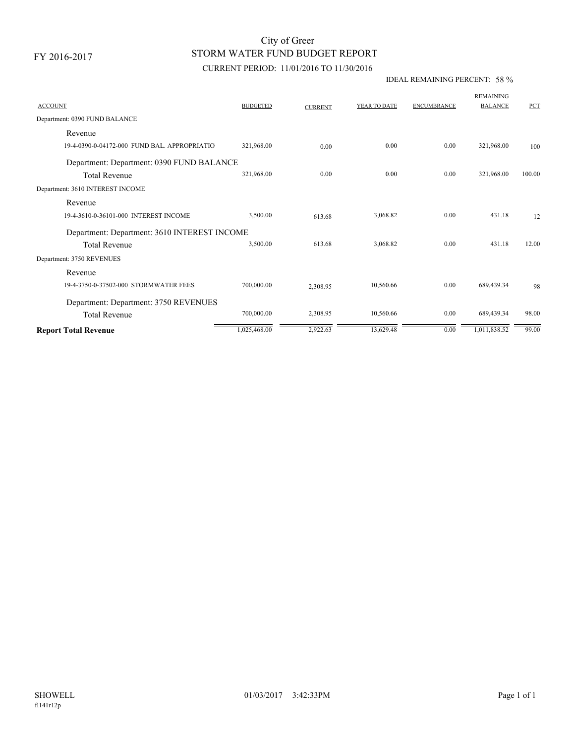FY 2016-2017

# City of Greer
## STORM WATER FUND BUDGET REPORT
### CURRENT PERIOD: 11/01/2016 TO 11/30/2016

IDEAL REMAINING PERCENT: 58 %

| ACCOUNT | BUDGETED | CURRENT | YEAR TO DATE | ENCUMBRANCE | REMAINING BALANCE | PCT |
|---|---|---|---|---|---|---|
| Department: 0390 FUND BALANCE | | | | | | |
| Revenue | | | | | | |
| 19-4-0390-0-04172-000 FUND BAL. APPROPRIATIO | 321,968.00 | 0.00 | 0.00 | 0.00 | 321,968.00 | 100 |
| Department: Department: 0390 FUND BALANCE | | | | | | |
| Total Revenue | 321,968.00 | 0.00 | 0.00 | 0.00 | 321,968.00 | 100.00 |
| Department: 3610 INTEREST INCOME | | | | | | |
| Revenue | | | | | | |
| 19-4-3610-0-36101-000 INTEREST INCOME | 3,500.00 | 613.68 | 3,068.82 | 0.00 | 431.18 | 12 |
| Department: Department: 3610 INTEREST INCOME | | | | | | |
| Total Revenue | 3,500.00 | 613.68 | 3,068.82 | 0.00 | 431.18 | 12.00 |
| Department: 3750 REVENUES | | | | | | |
| Revenue | | | | | | |
| 19-4-3750-0-37502-000 STORMWATER FEES | 700,000.00 | 2,308.95 | 10,560.66 | 0.00 | 689,439.34 | 98 |
| Department: Department: 3750 REVENUES | | | | | | |
| Total Revenue | 700,000.00 | 2,308.95 | 10,560.66 | 0.00 | 689,439.34 | 98.00 |
| **Report Total Revenue** | 1,025,468.00 | 2,922.63 | 13,629.48 | 0.00 | 1,011,838.52 | 99.00 |

SHOWELL 01/03/2017 3:42:33PM
fl141r12p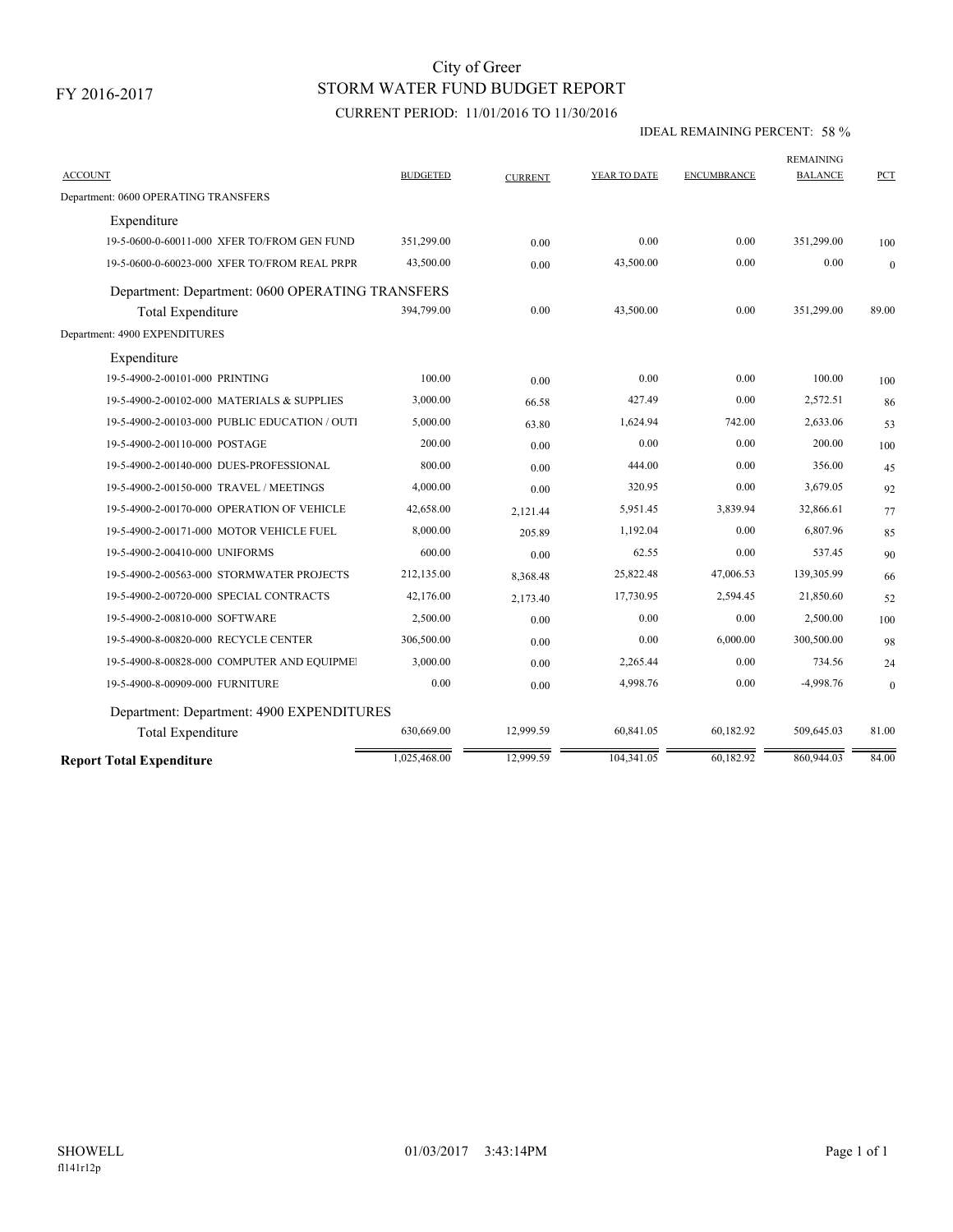FY 2016-2017

# City of Greer
## STORM WATER FUND BUDGET REPORT
### CURRENT PERIOD: 11/01/2016 TO 11/30/2016

IDEAL REMAINING PERCENT: 58 %

| ACCOUNT | BUDGETED | CURRENT | YEAR TO DATE | ENCUMBRANCE | REMAINING BALANCE | PCT |
|---|---|---|---|---|---|---|
| Department: 0600 OPERATING TRANSFERS | | | | | | |
| Expenditure | | | | | | |
| 19-5-0600-0-60011-000 XFER TO/FROM GEN FUND | 351,299.00 | 0.00 | 0.00 | 0.00 | 351,299.00 | 100 |
| 19-5-0600-0-60023-000 XFER TO/FROM REAL PRPR | 43,500.00 | 0.00 | 43,500.00 | 0.00 | 0.00 | 0 |
| Department: Department: 0600 OPERATING TRANSFERS | | | | | | |
| Total Expenditure | 394,799.00 | 0.00 | 43,500.00 | 0.00 | 351,299.00 | 89.00 |
| Department: 4900 EXPENDITURES | | | | | | |
| Expenditure | | | | | | |
| 19-5-4900-2-00101-000 PRINTING | 100.00 | 0.00 | 0.00 | 0.00 | 100.00 | 100 |
| 19-5-4900-2-00102-000 MATERIALS & SUPPLIES | 3,000.00 | 66.58 | 427.49 | 0.00 | 2,572.51 | 86 |
| 19-5-4900-2-00103-000 PUBLIC EDUCATION / OUTI | 5,000.00 | 63.80 | 1,624.94 | 742.00 | 2,633.06 | 53 |
| 19-5-4900-2-00110-000 POSTAGE | 200.00 | 0.00 | 0.00 | 0.00 | 200.00 | 100 |
| 19-5-4900-2-00140-000 DUES-PROFESSIONAL | 800.00 | 0.00 | 444.00 | 0.00 | 356.00 | 45 |
| 19-5-4900-2-00150-000 TRAVEL / MEETINGS | 4,000.00 | 0.00 | 320.95 | 0.00 | 3,679.05 | 92 |
| 19-5-4900-2-00170-000 OPERATION OF VEHICLE | 42,658.00 | 2,121.44 | 5,951.45 | 3,839.94 | 32,866.61 | 77 |
| 19-5-4900-2-00171-000 MOTOR VEHICLE FUEL | 8,000.00 | 205.89 | 1,192.04 | 0.00 | 6,807.96 | 85 |
| 19-5-4900-2-00410-000 UNIFORMS | 600.00 | 0.00 | 62.55 | 0.00 | 537.45 | 90 |
| 19-5-4900-2-00563-000 STORMWATER PROJECTS | 212,135.00 | 8,368.48 | 25,822.48 | 47,006.53 | 139,305.99 | 66 |
| 19-5-4900-2-00720-000 SPECIAL CONTRACTS | 42,176.00 | 2,173.40 | 17,730.95 | 2,594.45 | 21,850.60 | 52 |
| 19-5-4900-2-00810-000 SOFTWARE | 2,500.00 | 0.00 | 0.00 | 0.00 | 2,500.00 | 100 |
| 19-5-4900-8-00820-000 RECYCLE CENTER | 306,500.00 | 0.00 | 0.00 | 6,000.00 | 300,500.00 | 98 |
| 19-5-4900-8-00828-000 COMPUTER AND EQUIPMEI | 3,000.00 | 0.00 | 2,265.44 | 0.00 | 734.56 | 24 |
| 19-5-4900-8-00909-000 FURNITURE | 0.00 | 0.00 | 4,998.76 | 0.00 | -4,998.76 | 0 |
| Department: Department: 4900 EXPENDITURES | | | | | | |
| Total Expenditure | 630,669.00 | 12,999.59 | 60,841.05 | 60,182.92 | 509,645.03 | 81.00 |
| **Report Total Expenditure** | 1,025,468.00 | 12,999.59 | 104,341.05 | 60,182.92 | 860,944.03 | 84.00 |

SHOWELL 01/03/2017 3:43:14PM
fl141r12p